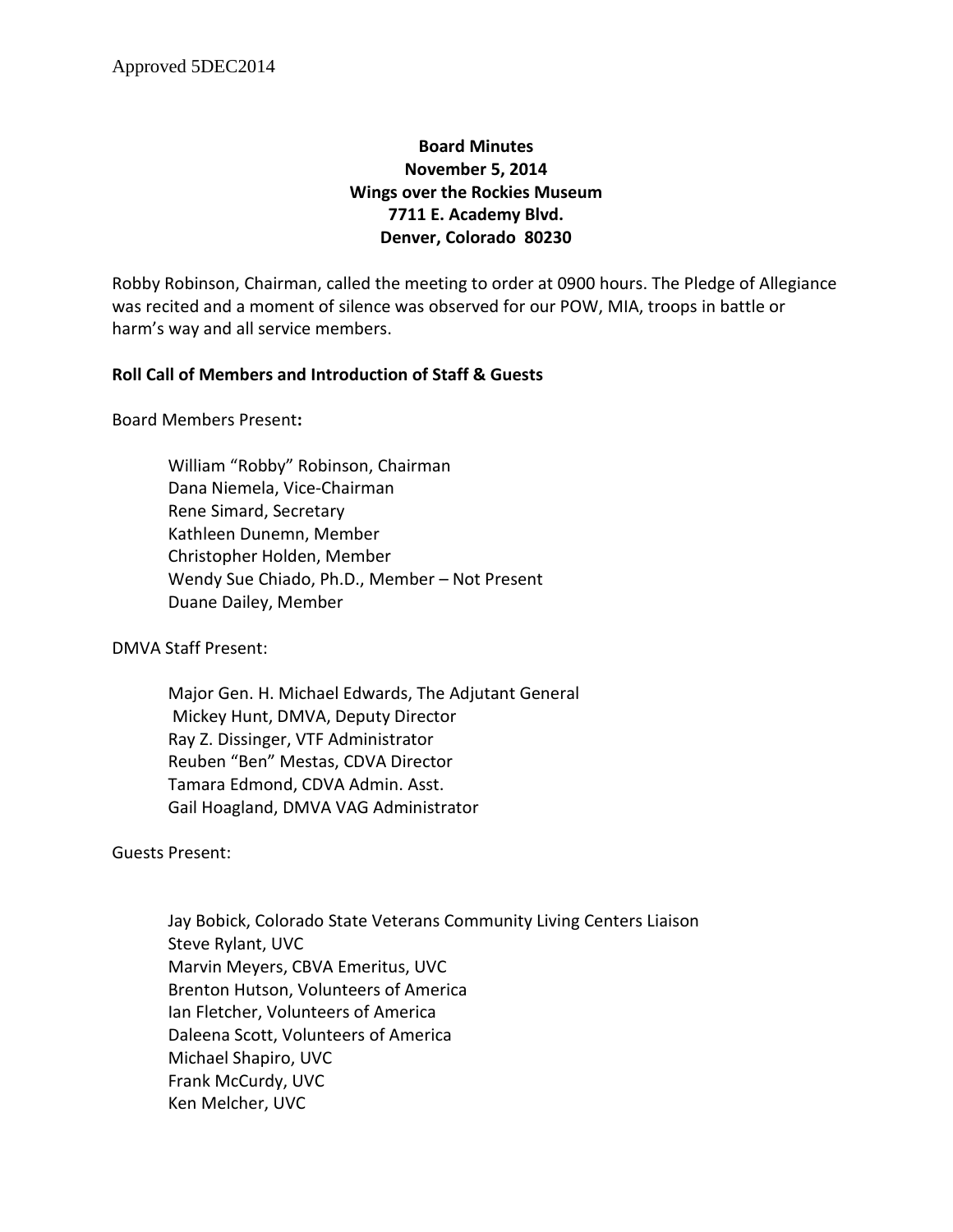Approved 5DEC2014

**Board Minutes**
**November 5, 2014**
**Wings over the Rockies Museum**
**7711 E. Academy Blvd.**
**Denver, Colorado 80230**

Robby Robinson, Chairman, called the meeting to order at 0900 hours. The Pledge of Allegiance was recited and a moment of silence was observed for our POW, MIA, troops in battle or harm's way and all service members.

**Roll Call of Members and Introduction of Staff & Guests**

Board Members Present**:**

William "Robby" Robinson, Chairman
Dana Niemela, Vice-Chairman
Rene Simard, Secretary
Kathleen Dunemn, Member
Christopher Holden, Member
Wendy Sue Chiado, Ph.D., Member – Not Present
Duane Dailey, Member

DMVA Staff Present:

Major Gen. H. Michael Edwards, The Adjutant General
Mickey Hunt, DMVA, Deputy Director
Ray Z. Dissinger, VTF Administrator
Reuben "Ben" Mestas, CDVA Director
Tamara Edmond, CDVA Admin. Asst.
Gail Hoagland, DMVA VAG Administrator

Guests Present:

Jay Bobick, Colorado State Veterans Community Living Centers Liaison
Steve Rylant, UVC
Marvin Meyers, CBVA Emeritus, UVC
Brenton Hutson, Volunteers of America
Ian Fletcher, Volunteers of America
Daleena Scott, Volunteers of America
Michael Shapiro, UVC
Frank McCurdy, UVC
Ken Melcher, UVC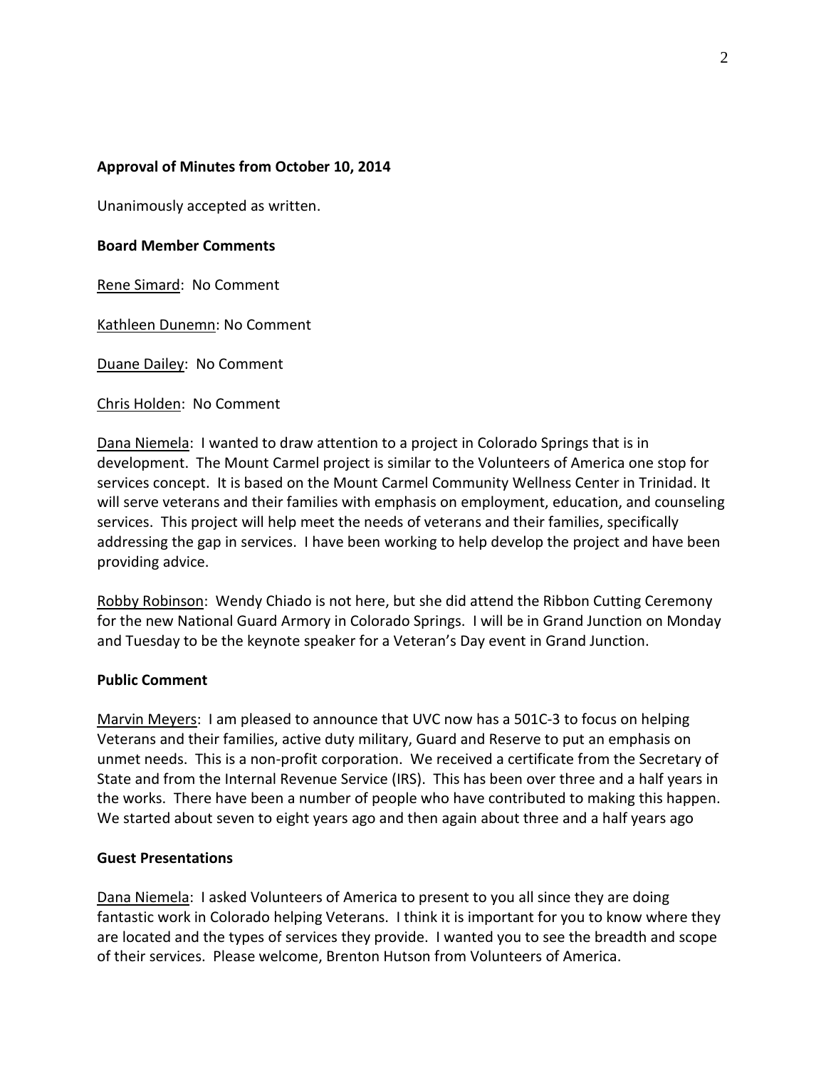**Approval of Minutes from October 10, 2014**

Unanimously accepted as written.

**Board Member Comments**

Rene Simard: No Comment

Kathleen Dunemn: No Comment

Duane Dailey: No Comment

Chris Holden: No Comment

Dana Niemela: I wanted to draw attention to a project in Colorado Springs that is in development. The Mount Carmel project is similar to the Volunteers of America one stop for services concept. It is based on the Mount Carmel Community Wellness Center in Trinidad. It will serve veterans and their families with emphasis on employment, education, and counseling services. This project will help meet the needs of veterans and their families, specifically addressing the gap in services. I have been working to help develop the project and have been providing advice.

Robby Robinson: Wendy Chiado is not here, but she did attend the Ribbon Cutting Ceremony for the new National Guard Armory in Colorado Springs. I will be in Grand Junction on Monday and Tuesday to be the keynote speaker for a Veteran's Day event in Grand Junction.

**Public Comment**

Marvin Meyers: I am pleased to announce that UVC now has a 501C-3 to focus on helping Veterans and their families, active duty military, Guard and Reserve to put an emphasis on unmet needs. This is a non-profit corporation. We received a certificate from the Secretary of State and from the Internal Revenue Service (IRS). This has been over three and a half years in the works. There have been a number of people who have contributed to making this happen. We started about seven to eight years ago and then again about three and a half years ago

**Guest Presentations**

Dana Niemela: I asked Volunteers of America to present to you all since they are doing fantastic work in Colorado helping Veterans. I think it is important for you to know where they are located and the types of services they provide. I wanted you to see the breadth and scope of their services. Please welcome, Brenton Hutson from Volunteers of America.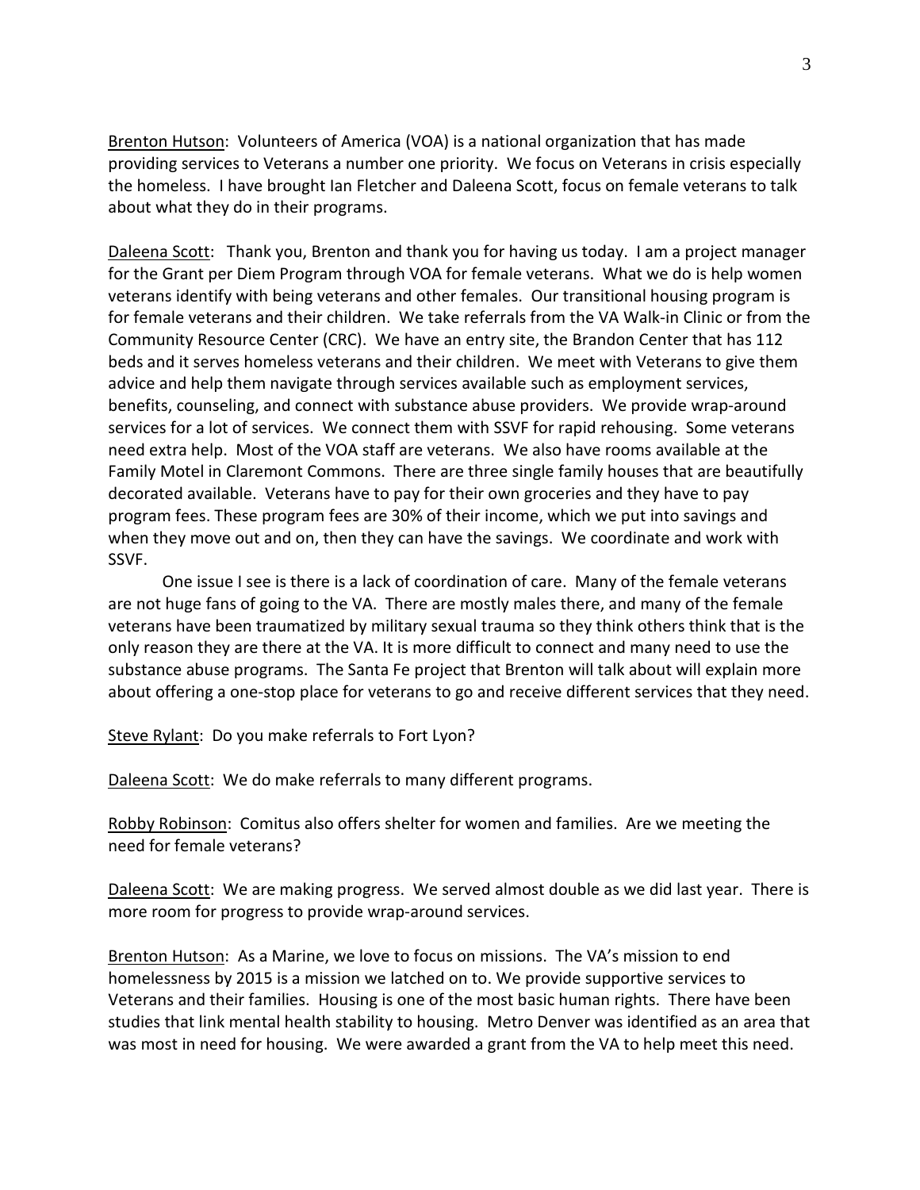<u>Brenton Hutson</u>: Volunteers of America (VOA) is a national organization that has made providing services to Veterans a number one priority. We focus on Veterans in crisis especially the homeless. I have brought Ian Fletcher and Daleena Scott, focus on female veterans to talk about what they do in their programs.

<u>Daleena Scott</u>: Thank you, Brenton and thank you for having us today. I am a project manager for the Grant per Diem Program through VOA for female veterans. What we do is help women veterans identify with being veterans and other females. Our transitional housing program is for female veterans and their children. We take referrals from the VA Walk-in Clinic or from the Community Resource Center (CRC). We have an entry site, the Brandon Center that has 112 beds and it serves homeless veterans and their children. We meet with Veterans to give them advice and help them navigate through services available such as employment services, benefits, counseling, and connect with substance abuse providers. We provide wrap-around services for a lot of services. We connect them with SSVF for rapid rehousing. Some veterans need extra help. Most of the VOA staff are veterans. We also have rooms available at the Family Motel in Claremont Commons. There are three single family houses that are beautifully decorated available. Veterans have to pay for their own groceries and they have to pay program fees. These program fees are 30% of their income, which we put into savings and when they move out and on, then they can have the savings. We coordinate and work with SSVF.

One issue I see is there is a lack of coordination of care. Many of the female veterans are not huge fans of going to the VA. There are mostly males there, and many of the female veterans have been traumatized by military sexual trauma so they think others think that is the only reason they are there at the VA. It is more difficult to connect and many need to use the substance abuse programs. The Santa Fe project that Brenton will talk about will explain more about offering a one-stop place for veterans to go and receive different services that they need.

<u>Steve Rylant</u>: Do you make referrals to Fort Lyon?

<u>Daleena Scott</u>: We do make referrals to many different programs.

<u>Robby Robinson</u>: Comitus also offers shelter for women and families. Are we meeting the need for female veterans?

<u>Daleena Scott</u>: We are making progress. We served almost double as we did last year. There is more room for progress to provide wrap-around services.

<u>Brenton Hutson</u>: As a Marine, we love to focus on missions. The VA's mission to end homelessness by 2015 is a mission we latched on to. We provide supportive services to Veterans and their families. Housing is one of the most basic human rights. There have been studies that link mental health stability to housing. Metro Denver was identified as an area that was most in need for housing. We were awarded a grant from the VA to help meet this need.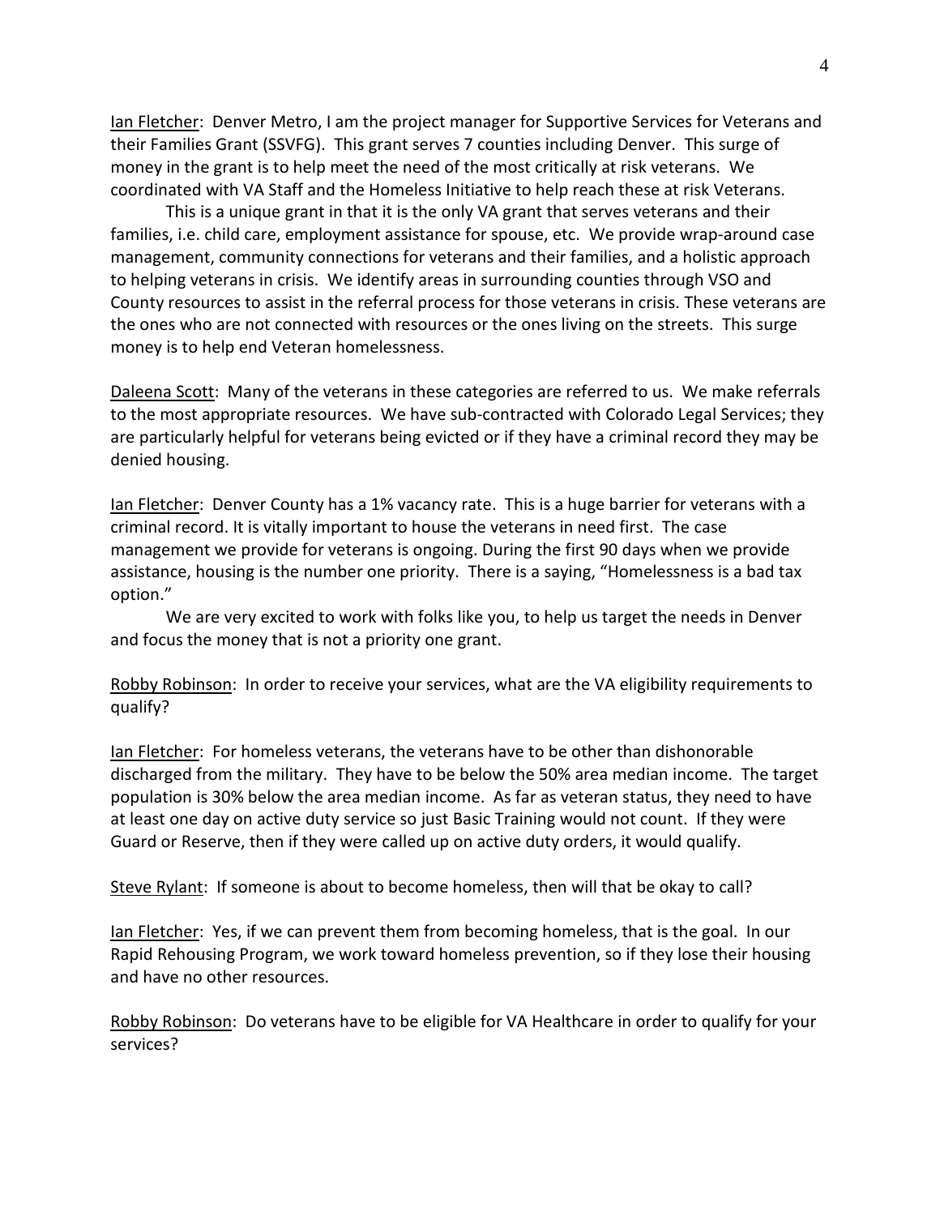<u>Ian Fletcher</u>: Denver Metro, I am the project manager for Supportive Services for Veterans and their Families Grant (SSVFG). This grant serves 7 counties including Denver. This surge of money in the grant is to help meet the need of the most critically at risk veterans. We coordinated with VA Staff and the Homeless Initiative to help reach these at risk Veterans.

This is a unique grant in that it is the only VA grant that serves veterans and their families, i.e. child care, employment assistance for spouse, etc. We provide wrap-around case management, community connections for veterans and their families, and a holistic approach to helping veterans in crisis. We identify areas in surrounding counties through VSO and County resources to assist in the referral process for those veterans in crisis. These veterans are the ones who are not connected with resources or the ones living on the streets. This surge money is to help end Veteran homelessness.

<u>Daleena Scott</u>: Many of the veterans in these categories are referred to us. We make referrals to the most appropriate resources. We have sub-contracted with Colorado Legal Services; they are particularly helpful for veterans being evicted or if they have a criminal record they may be denied housing.

<u>Ian Fletcher</u>: Denver County has a 1% vacancy rate. This is a huge barrier for veterans with a criminal record. It is vitally important to house the veterans in need first. The case management we provide for veterans is ongoing. During the first 90 days when we provide assistance, housing is the number one priority. There is a saying, "Homelessness is a bad tax option."

We are very excited to work with folks like you, to help us target the needs in Denver and focus the money that is not a priority one grant.

<u>Robby Robinson</u>: In order to receive your services, what are the VA eligibility requirements to qualify?

<u>Ian Fletcher</u>: For homeless veterans, the veterans have to be other than dishonorable discharged from the military. They have to be below the 50% area median income. The target population is 30% below the area median income. As far as veteran status, they need to have at least one day on active duty service so just Basic Training would not count. If they were Guard or Reserve, then if they were called up on active duty orders, it would qualify.

<u>Steve Rylant</u>: If someone is about to become homeless, then will that be okay to call?

<u>Ian Fletcher</u>: Yes, if we can prevent them from becoming homeless, that is the goal. In our Rapid Rehousing Program, we work toward homeless prevention, so if they lose their housing and have no other resources.

<u>Robby Robinson</u>: Do veterans have to be eligible for VA Healthcare in order to qualify for your services?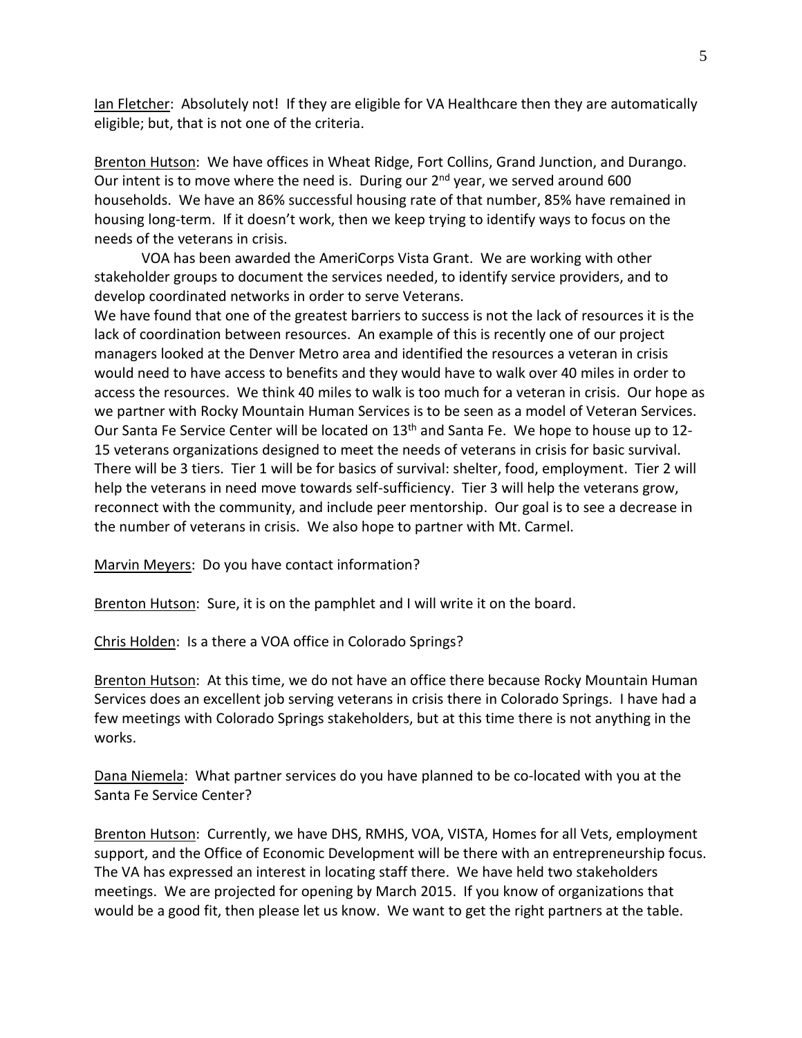Ian Fletcher: Absolutely not! If they are eligible for VA Healthcare then they are automatically eligible; but, that is not one of the criteria.

Brenton Hutson: We have offices in Wheat Ridge, Fort Collins, Grand Junction, and Durango. Our intent is to move where the need is. During our 2nd year, we served around 600 households. We have an 86% successful housing rate of that number, 85% have remained in housing long-term. If it doesn't work, then we keep trying to identify ways to focus on the needs of the veterans in crisis.

VOA has been awarded the AmeriCorps Vista Grant. We are working with other stakeholder groups to document the services needed, to identify service providers, and to develop coordinated networks in order to serve Veterans.

We have found that one of the greatest barriers to success is not the lack of resources it is the lack of coordination between resources. An example of this is recently one of our project managers looked at the Denver Metro area and identified the resources a veteran in crisis would need to have access to benefits and they would have to walk over 40 miles in order to access the resources. We think 40 miles to walk is too much for a veteran in crisis. Our hope as we partner with Rocky Mountain Human Services is to be seen as a model of Veteran Services. Our Santa Fe Service Center will be located on 13th and Santa Fe. We hope to house up to 12-15 veterans organizations designed to meet the needs of veterans in crisis for basic survival. There will be 3 tiers. Tier 1 will be for basics of survival: shelter, food, employment. Tier 2 will help the veterans in need move towards self-sufficiency. Tier 3 will help the veterans grow, reconnect with the community, and include peer mentorship. Our goal is to see a decrease in the number of veterans in crisis. We also hope to partner with Mt. Carmel.

Marvin Meyers: Do you have contact information?

Brenton Hutson: Sure, it is on the pamphlet and I will write it on the board.

Chris Holden: Is a there a VOA office in Colorado Springs?

Brenton Hutson: At this time, we do not have an office there because Rocky Mountain Human Services does an excellent job serving veterans in crisis there in Colorado Springs. I have had a few meetings with Colorado Springs stakeholders, but at this time there is not anything in the works.

Dana Niemela: What partner services do you have planned to be co-located with you at the Santa Fe Service Center?

Brenton Hutson: Currently, we have DHS, RMHS, VOA, VISTA, Homes for all Vets, employment support, and the Office of Economic Development will be there with an entrepreneurship focus. The VA has expressed an interest in locating staff there. We have held two stakeholders meetings. We are projected for opening by March 2015. If you know of organizations that would be a good fit, then please let us know. We want to get the right partners at the table.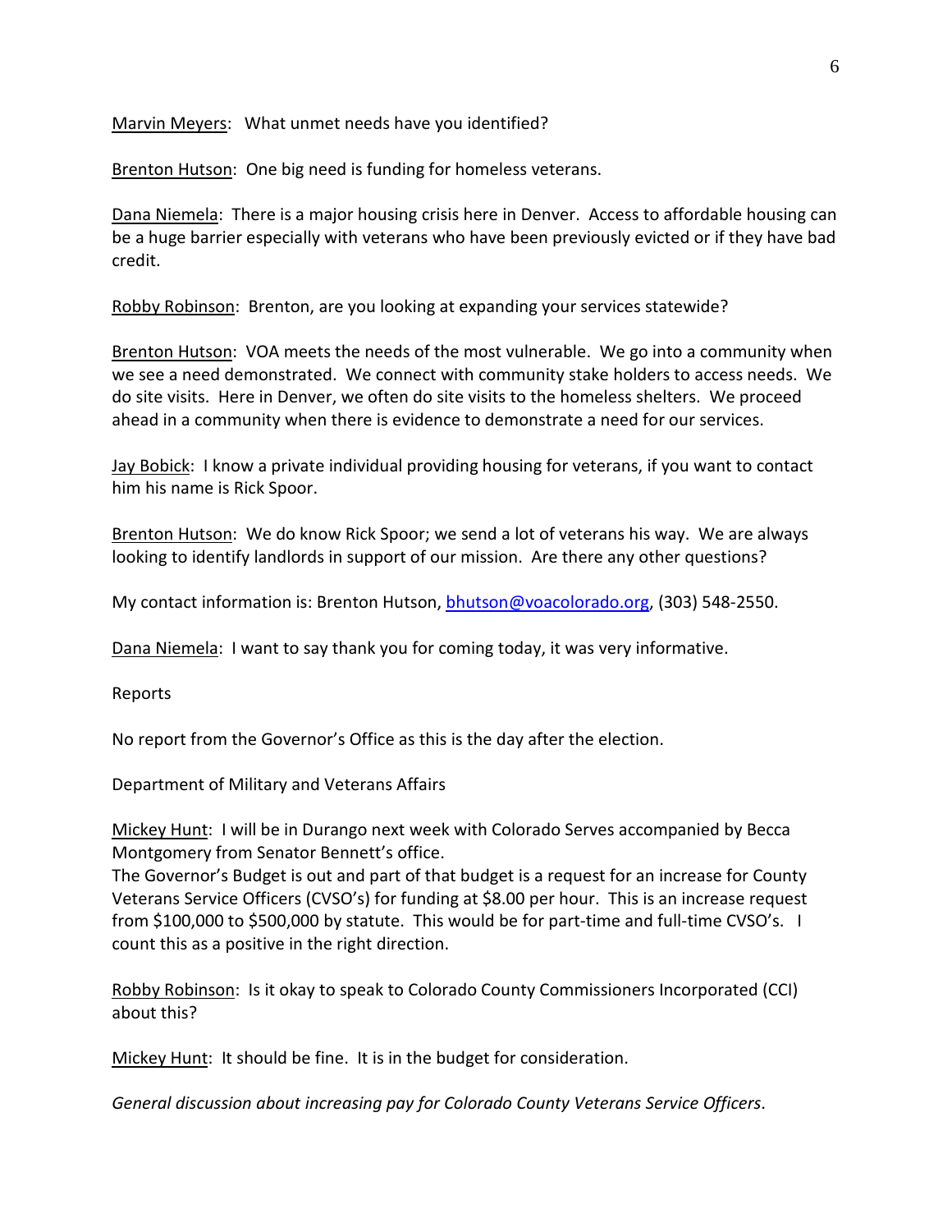Marvin Meyers: What unmet needs have you identified?

Brenton Hutson: One big need is funding for homeless veterans.

Dana Niemela: There is a major housing crisis here in Denver. Access to affordable housing can be a huge barrier especially with veterans who have been previously evicted or if they have bad credit.

Robby Robinson: Brenton, are you looking at expanding your services statewide?

Brenton Hutson: VOA meets the needs of the most vulnerable. We go into a community when we see a need demonstrated. We connect with community stake holders to access needs. We do site visits. Here in Denver, we often do site visits to the homeless shelters. We proceed ahead in a community when there is evidence to demonstrate a need for our services.

Jay Bobick: I know a private individual providing housing for veterans, if you want to contact him his name is Rick Spoor.

Brenton Hutson: We do know Rick Spoor; we send a lot of veterans his way. We are always looking to identify landlords in support of our mission. Are there any other questions?

My contact information is: Brenton Hutson, bhutson@voacolorado.org, (303) 548-2550.

Dana Niemela: I want to say thank you for coming today, it was very informative.

Reports

No report from the Governor's Office as this is the day after the election.

Department of Military and Veterans Affairs

Mickey Hunt: I will be in Durango next week with Colorado Serves accompanied by Becca Montgomery from Senator Bennett's office.
The Governor's Budget is out and part of that budget is a request for an increase for County Veterans Service Officers (CVSO's) for funding at $8.00 per hour. This is an increase request from $100,000 to $500,000 by statute. This would be for part-time and full-time CVSO's. I count this as a positive in the right direction.

Robby Robinson: Is it okay to speak to Colorado County Commissioners Incorporated (CCI) about this?

Mickey Hunt: It should be fine. It is in the budget for consideration.

*General discussion about increasing pay for Colorado County Veterans Service Officers*.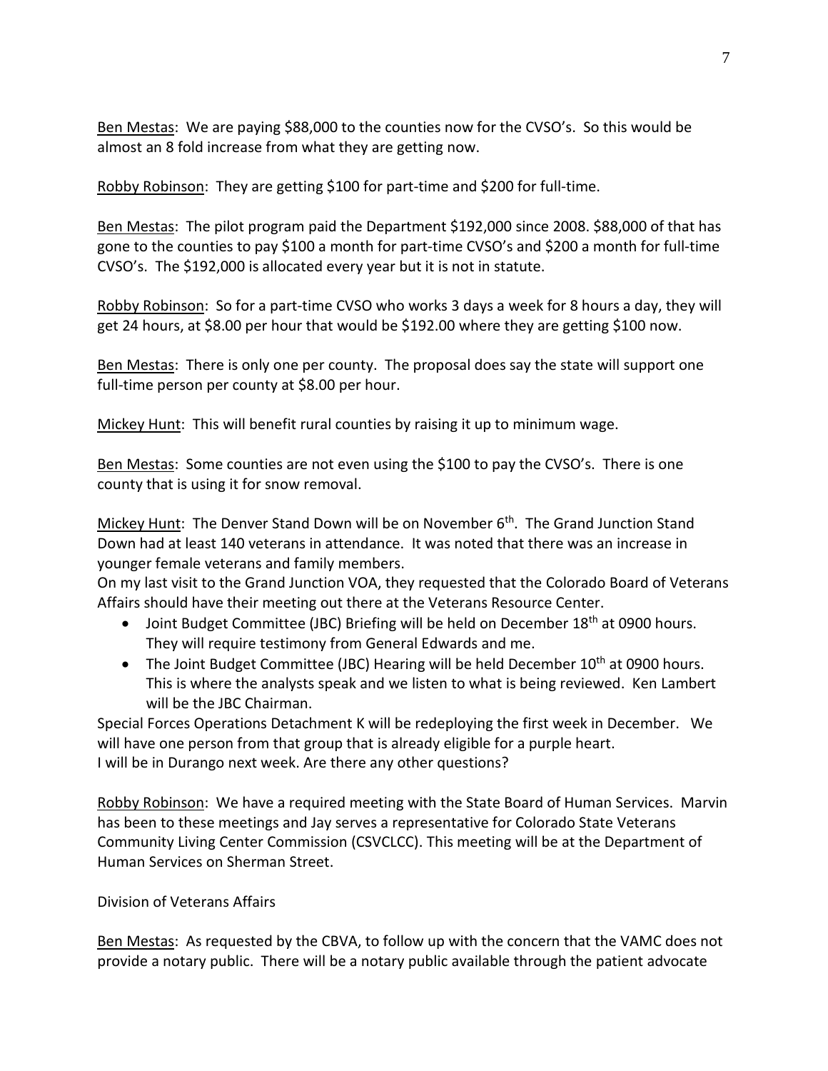Ben Mestas: We are paying $88,000 to the counties now for the CVSO's. So this would be almost an 8 fold increase from what they are getting now.

Robby Robinson: They are getting $100 for part-time and $200 for full-time.

Ben Mestas: The pilot program paid the Department $192,000 since 2008. $88,000 of that has gone to the counties to pay $100 a month for part-time CVSO's and $200 a month for full-time CVSO's. The $192,000 is allocated every year but it is not in statute.

Robby Robinson: So for a part-time CVSO who works 3 days a week for 8 hours a day, they will get 24 hours, at $8.00 per hour that would be $192.00 where they are getting $100 now.

Ben Mestas: There is only one per county. The proposal does say the state will support one full-time person per county at $8.00 per hour.

Mickey Hunt: This will benefit rural counties by raising it up to minimum wage.

Ben Mestas: Some counties are not even using the $100 to pay the CVSO's. There is one county that is using it for snow removal.

Mickey Hunt: The Denver Stand Down will be on November 6th. The Grand Junction Stand Down had at least 140 veterans in attendance. It was noted that there was an increase in younger female veterans and family members.
On my last visit to the Grand Junction VOA, they requested that the Colorado Board of Veterans Affairs should have their meeting out there at the Veterans Resource Center.

- Joint Budget Committee (JBC) Briefing will be held on December 18th at 0900 hours. They will require testimony from General Edwards and me.
- The Joint Budget Committee (JBC) Hearing will be held December 10th at 0900 hours. This is where the analysts speak and we listen to what is being reviewed. Ken Lambert will be the JBC Chairman.

Special Forces Operations Detachment K will be redeploying the first week in December. We will have one person from that group that is already eligible for a purple heart.
I will be in Durango next week. Are there any other questions?

Robby Robinson: We have a required meeting with the State Board of Human Services. Marvin has been to these meetings and Jay serves a representative for Colorado State Veterans Community Living Center Commission (CSVCLCC). This meeting will be at the Department of Human Services on Sherman Street.

Division of Veterans Affairs

Ben Mestas: As requested by the CBVA, to follow up with the concern that the VAMC does not provide a notary public. There will be a notary public available through the patient advocate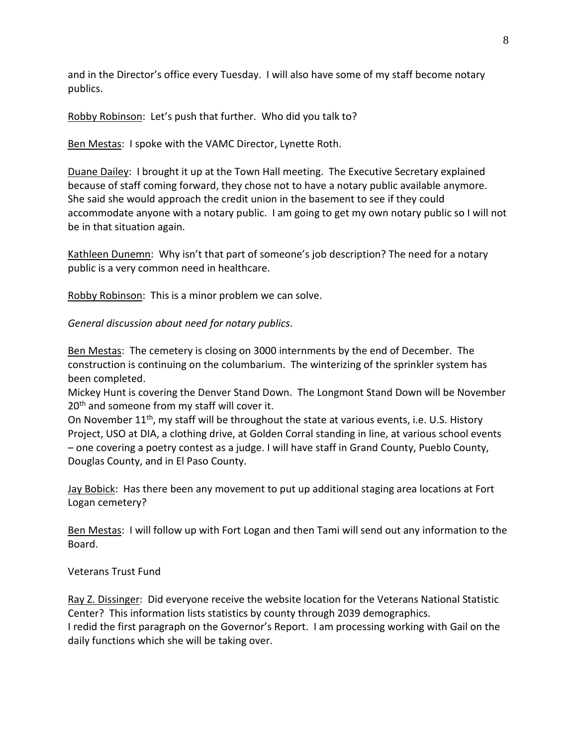and in the Director's office every Tuesday. I will also have some of my staff become notary publics.

<u>Robby Robinson</u>: Let's push that further. Who did you talk to?

<u>Ben Mestas</u>: I spoke with the VAMC Director, Lynette Roth.

<u>Duane Dailey</u>: I brought it up at the Town Hall meeting. The Executive Secretary explained because of staff coming forward, they chose not to have a notary public available anymore. She said she would approach the credit union in the basement to see if they could accommodate anyone with a notary public. I am going to get my own notary public so I will not be in that situation again.

<u>Kathleen Dunemn</u>: Why isn't that part of someone's job description? The need for a notary public is a very common need in healthcare.

<u>Robby Robinson</u>: This is a minor problem we can solve.

*General discussion about need for notary publics*.

<u>Ben Mestas</u>: The cemetery is closing on 3000 internments by the end of December. The construction is continuing on the columbarium. The winterizing of the sprinkler system has been completed.
Mickey Hunt is covering the Denver Stand Down. The Longmont Stand Down will be November 20th and someone from my staff will cover it.
On November 11th, my staff will be throughout the state at various events, i.e. U.S. History Project, USO at DIA, a clothing drive, at Golden Corral standing in line, at various school events – one covering a poetry contest as a judge. I will have staff in Grand County, Pueblo County, Douglas County, and in El Paso County.

<u>Jay Bobick</u>: Has there been any movement to put up additional staging area locations at Fort Logan cemetery?

<u>Ben Mestas</u>: I will follow up with Fort Logan and then Tami will send out any information to the Board.

Veterans Trust Fund

<u>Ray Z. Dissinger</u>: Did everyone receive the website location for the Veterans National Statistic Center? This information lists statistics by county through 2039 demographics.
I redid the first paragraph on the Governor's Report. I am processing working with Gail on the daily functions which she will be taking over.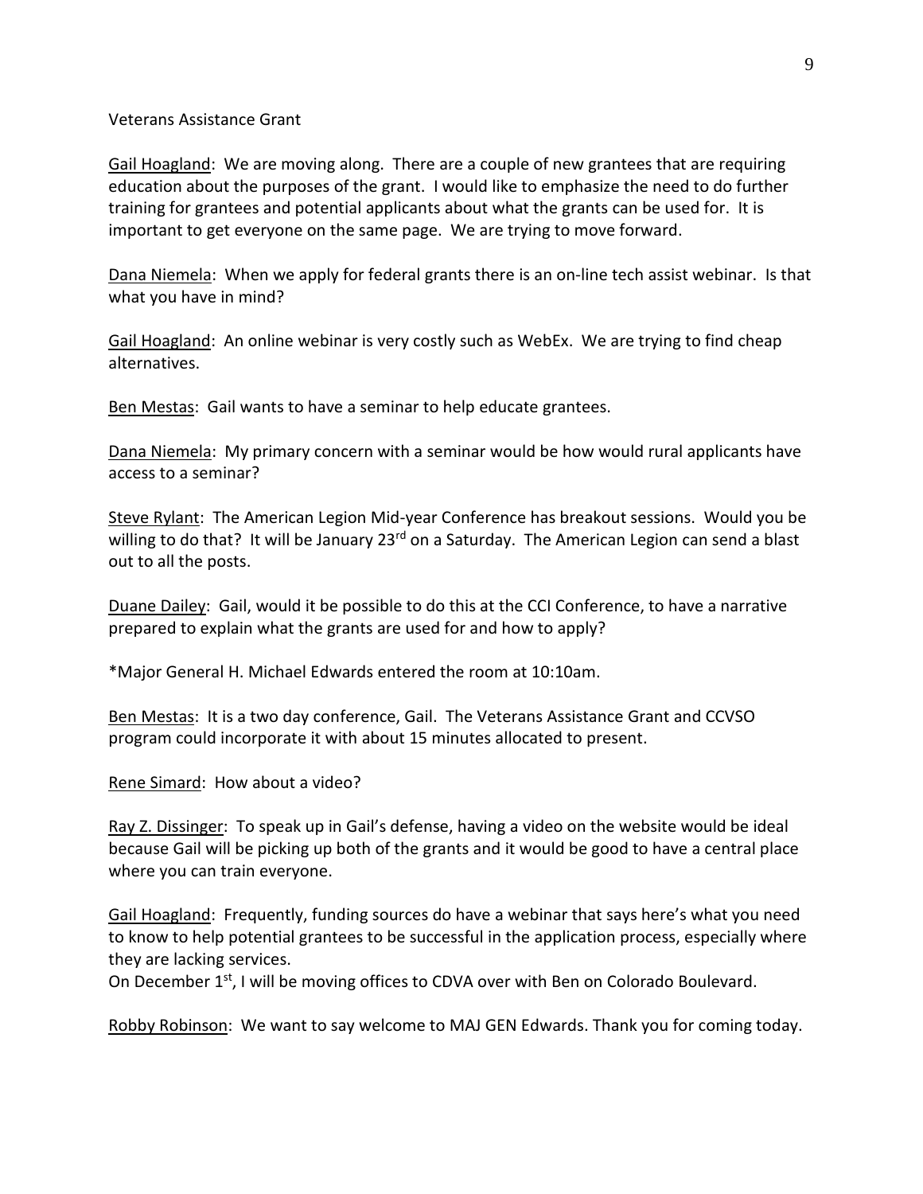Veterans Assistance Grant

Gail Hoagland: We are moving along. There are a couple of new grantees that are requiring education about the purposes of the grant. I would like to emphasize the need to do further training for grantees and potential applicants about what the grants can be used for. It is important to get everyone on the same page. We are trying to move forward.

Dana Niemela: When we apply for federal grants there is an on-line tech assist webinar. Is that what you have in mind?

Gail Hoagland: An online webinar is very costly such as WebEx. We are trying to find cheap alternatives.

Ben Mestas: Gail wants to have a seminar to help educate grantees.

Dana Niemela: My primary concern with a seminar would be how would rural applicants have access to a seminar?

Steve Rylant: The American Legion Mid-year Conference has breakout sessions. Would you be willing to do that? It will be January 23rd on a Saturday. The American Legion can send a blast out to all the posts.

Duane Dailey: Gail, would it be possible to do this at the CCI Conference, to have a narrative prepared to explain what the grants are used for and how to apply?

*Major General H. Michael Edwards entered the room at 10:10am.

Ben Mestas: It is a two day conference, Gail. The Veterans Assistance Grant and CCVSO program could incorporate it with about 15 minutes allocated to present.

Rene Simard: How about a video?

Ray Z. Dissinger: To speak up in Gail's defense, having a video on the website would be ideal because Gail will be picking up both of the grants and it would be good to have a central place where you can train everyone.

Gail Hoagland: Frequently, funding sources do have a webinar that says here's what you need to know to help potential grantees to be successful in the application process, especially where they are lacking services.
On December 1st, I will be moving offices to CDVA over with Ben on Colorado Boulevard.

Robby Robinson: We want to say welcome to MAJ GEN Edwards. Thank you for coming today.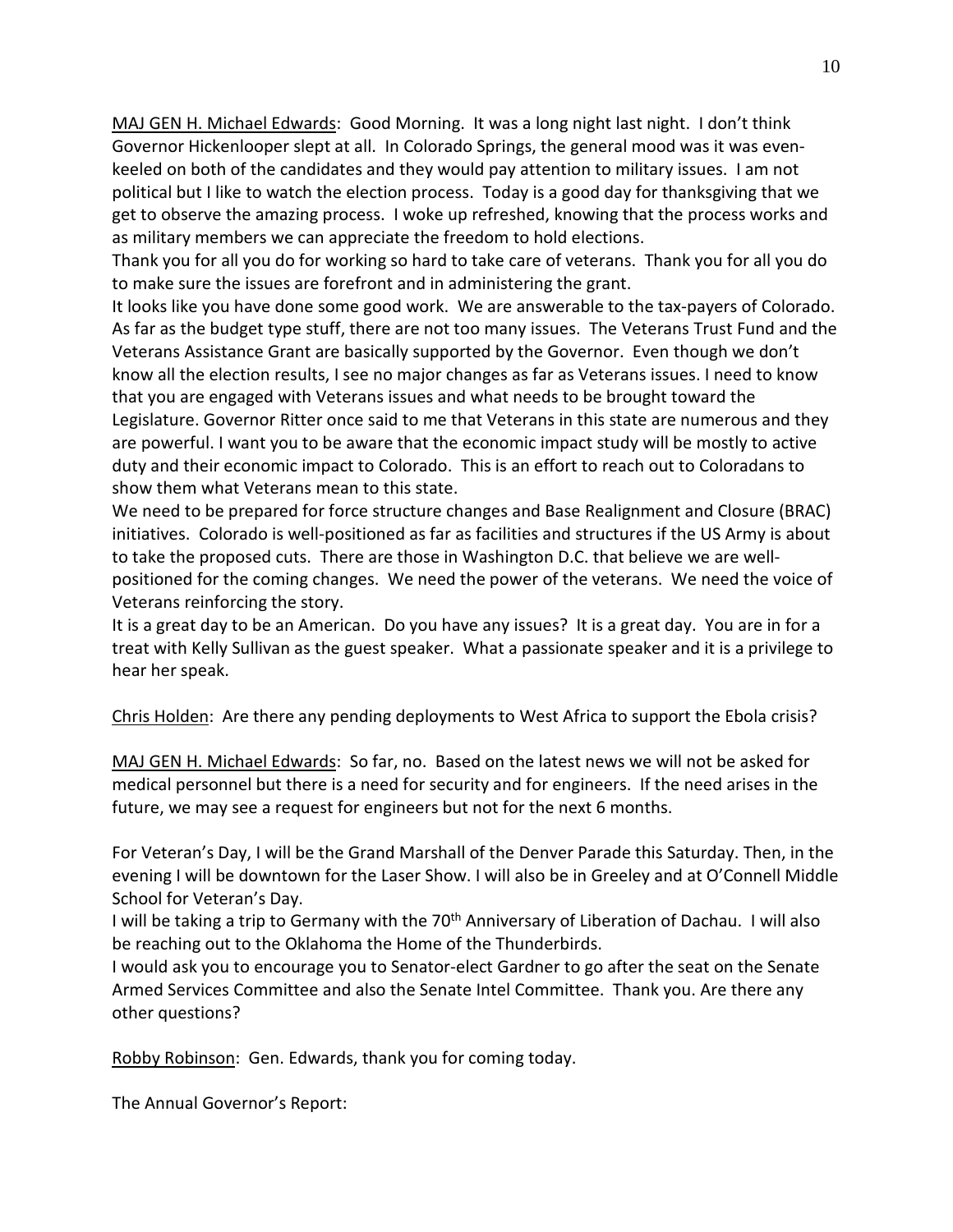<u>MAJ GEN H. Michael Edwards</u>: Good Morning. It was a long night last night. I don't think Governor Hickenlooper slept at all. In Colorado Springs, the general mood was it was even-keeled on both of the candidates and they would pay attention to military issues. I am not political but I like to watch the election process. Today is a good day for thanksgiving that we get to observe the amazing process. I woke up refreshed, knowing that the process works and as military members we can appreciate the freedom to hold elections.

Thank you for all you do for working so hard to take care of veterans. Thank you for all you do to make sure the issues are forefront and in administering the grant.

It looks like you have done some good work. We are answerable to the tax-payers of Colorado. As far as the budget type stuff, there are not too many issues. The Veterans Trust Fund and the Veterans Assistance Grant are basically supported by the Governor. Even though we don't know all the election results, I see no major changes as far as Veterans issues. I need to know that you are engaged with Veterans issues and what needs to be brought toward the Legislature. Governor Ritter once said to me that Veterans in this state are numerous and they are powerful. I want you to be aware that the economic impact study will be mostly to active duty and their economic impact to Colorado. This is an effort to reach out to Coloradans to show them what Veterans mean to this state.

We need to be prepared for force structure changes and Base Realignment and Closure (BRAC) initiatives. Colorado is well-positioned as far as facilities and structures if the US Army is about to take the proposed cuts. There are those in Washington D.C. that believe we are well-positioned for the coming changes. We need the power of the veterans. We need the voice of Veterans reinforcing the story.

It is a great day to be an American. Do you have any issues? It is a great day. You are in for a treat with Kelly Sullivan as the guest speaker. What a passionate speaker and it is a privilege to hear her speak.

<u>Chris Holden</u>: Are there any pending deployments to West Africa to support the Ebola crisis?

<u>MAJ GEN H. Michael Edwards</u>: So far, no. Based on the latest news we will not be asked for medical personnel but there is a need for security and for engineers. If the need arises in the future, we may see a request for engineers but not for the next 6 months.

For Veteran's Day, I will be the Grand Marshall of the Denver Parade this Saturday. Then, in the evening I will be downtown for the Laser Show. I will also be in Greeley and at O'Connell Middle School for Veteran's Day.

I will be taking a trip to Germany with the 70th Anniversary of Liberation of Dachau. I will also be reaching out to the Oklahoma the Home of the Thunderbirds.

I would ask you to encourage you to Senator-elect Gardner to go after the seat on the Senate Armed Services Committee and also the Senate Intel Committee. Thank you. Are there any other questions?

<u>Robby Robinson</u>: Gen. Edwards, thank you for coming today.

The Annual Governor's Report: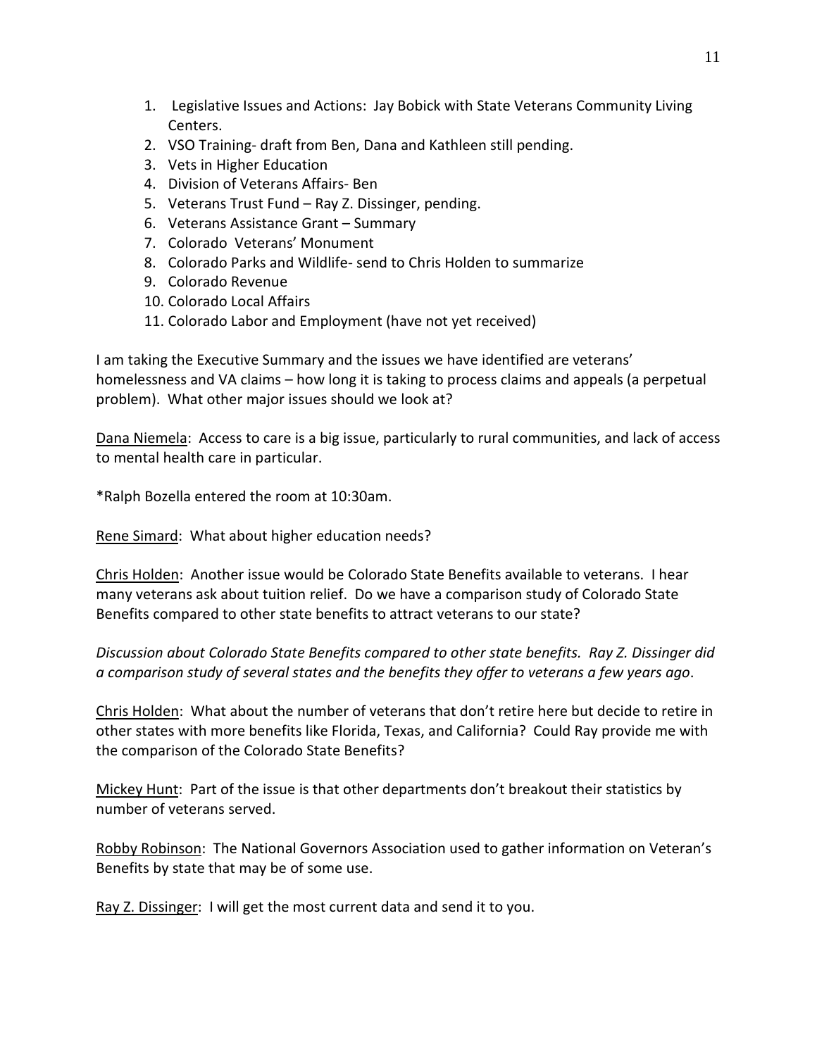1. Legislative Issues and Actions: Jay Bobick with State Veterans Community Living Centers.
2. VSO Training- draft from Ben, Dana and Kathleen still pending.
3. Vets in Higher Education
4. Division of Veterans Affairs- Ben
5. Veterans Trust Fund – Ray Z. Dissinger, pending.
6. Veterans Assistance Grant – Summary
7. Colorado Veterans' Monument
8. Colorado Parks and Wildlife- send to Chris Holden to summarize
9. Colorado Revenue
10. Colorado Local Affairs
11. Colorado Labor and Employment (have not yet received)

I am taking the Executive Summary and the issues we have identified are veterans' homelessness and VA claims – how long it is taking to process claims and appeals (a perpetual problem). What other major issues should we look at?

<u>Dana Niemela</u>: Access to care is a big issue, particularly to rural communities, and lack of access to mental health care in particular.

*Ralph Bozella entered the room at 10:30am.

<u>Rene Simard</u>: What about higher education needs?

<u>Chris Holden</u>: Another issue would be Colorado State Benefits available to veterans. I hear many veterans ask about tuition relief. Do we have a comparison study of Colorado State Benefits compared to other state benefits to attract veterans to our state?

*Discussion about Colorado State Benefits compared to other state benefits. Ray Z. Dissinger did a comparison study of several states and the benefits they offer to veterans a few years ago*.

<u>Chris Holden</u>: What about the number of veterans that don't retire here but decide to retire in other states with more benefits like Florida, Texas, and California? Could Ray provide me with the comparison of the Colorado State Benefits?

<u>Mickey Hunt</u>: Part of the issue is that other departments don't breakout their statistics by number of veterans served.

<u>Robby Robinson</u>: The National Governors Association used to gather information on Veteran's Benefits by state that may be of some use.

<u>Ray Z. Dissinger</u>: I will get the most current data and send it to you.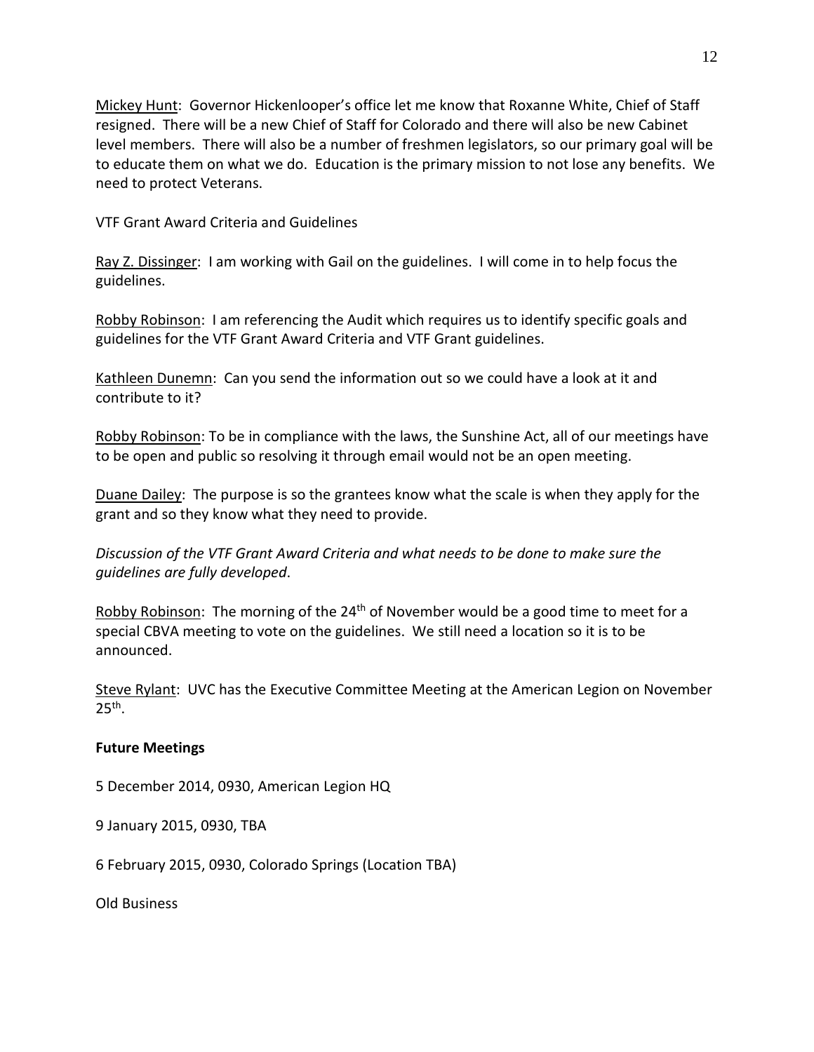Mickey Hunt: Governor Hickenlooper's office let me know that Roxanne White, Chief of Staff resigned. There will be a new Chief of Staff for Colorado and there will also be new Cabinet level members. There will also be a number of freshmen legislators, so our primary goal will be to educate them on what we do. Education is the primary mission to not lose any benefits. We need to protect Veterans.

VTF Grant Award Criteria and Guidelines

Ray Z. Dissinger: I am working with Gail on the guidelines. I will come in to help focus the guidelines.

Robby Robinson: I am referencing the Audit which requires us to identify specific goals and guidelines for the VTF Grant Award Criteria and VTF Grant guidelines.

Kathleen Dunemn: Can you send the information out so we could have a look at it and contribute to it?

Robby Robinson: To be in compliance with the laws, the Sunshine Act, all of our meetings have to be open and public so resolving it through email would not be an open meeting.

Duane Dailey: The purpose is so the grantees know what the scale is when they apply for the grant and so they know what they need to provide.

*Discussion of the VTF Grant Award Criteria and what needs to be done to make sure the guidelines are fully developed*.

Robby Robinson: The morning of the 24th of November would be a good time to meet for a special CBVA meeting to vote on the guidelines. We still need a location so it is to be announced.

Steve Rylant: UVC has the Executive Committee Meeting at the American Legion on November 25th.

**Future Meetings**

5 December 2014, 0930, American Legion HQ

9 January 2015, 0930, TBA

6 February 2015, 0930, Colorado Springs (Location TBA)

Old Business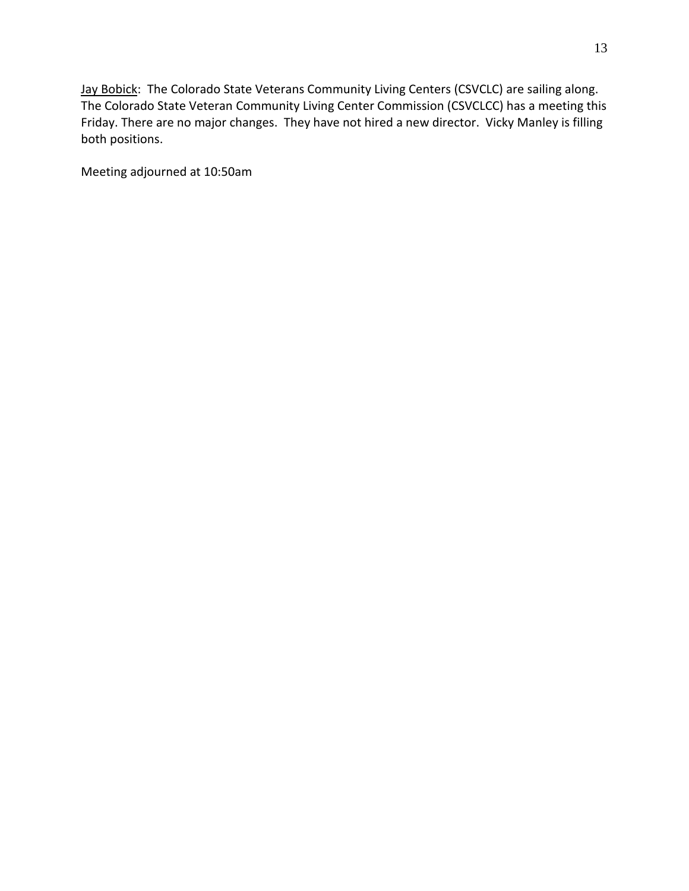<u>Jay Bobick</u>: The Colorado State Veterans Community Living Centers (CSVCLC) are sailing along. The Colorado State Veteran Community Living Center Commission (CSVCLCC) has a meeting this Friday. There are no major changes. They have not hired a new director. Vicky Manley is filling both positions.

Meeting adjourned at 10:50am